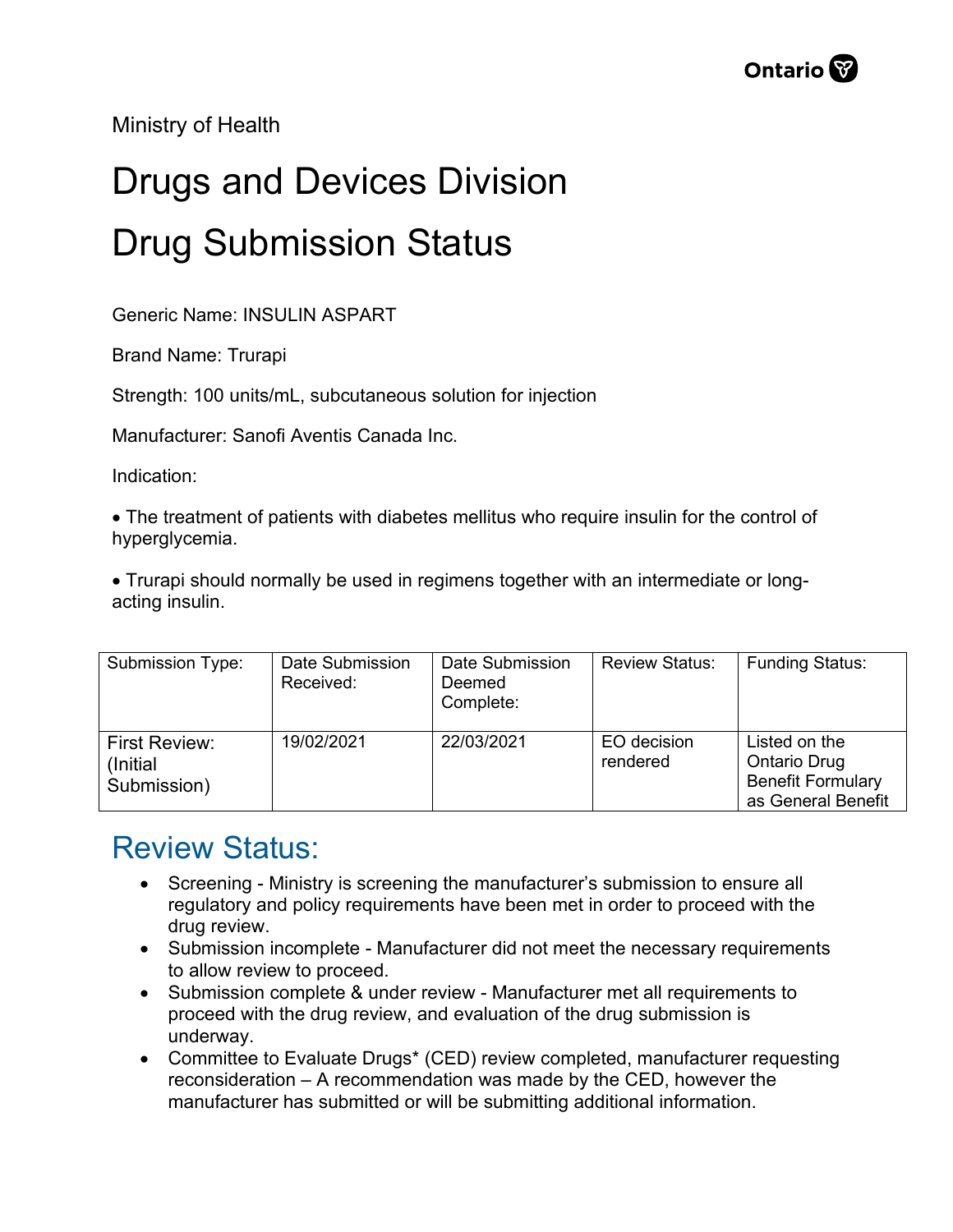Ministry of Health

# Drugs and Devices Division

# Drug Submission Status

Generic Name: INSULIN ASPART

Brand Name: Trurapi

Strength: 100 units/mL, subcutaneous solution for injection

Manufacturer: Sanofi Aventis Canada Inc.

Indication:

• The treatment of patients with diabetes mellitus who require insulin for the control of hyperglycemia.

• Trurapi should normally be used in regimens together with an intermediate or long-acting insulin.

| Submission Type: | Date Submission Received: | Date Submission Deemed Complete: | Review Status: | Funding Status: |
|---|---|---|---|---|
| First Review: (Initial Submission) | 19/02/2021 | 22/03/2021 | EO decision rendered | Listed on the Ontario Drug Benefit Formulary as General Benefit |

## Review Status:

- Screening - Ministry is screening the manufacturer's submission to ensure all regulatory and policy requirements have been met in order to proceed with the drug review.
- Submission incomplete - Manufacturer did not meet the necessary requirements to allow review to proceed.
- Submission complete & under review - Manufacturer met all requirements to proceed with the drug review, and evaluation of the drug submission is underway.
- Committee to Evaluate Drugs* (CED) review completed, manufacturer requesting reconsideration – A recommendation was made by the CED, however the manufacturer has submitted or will be submitting additional information.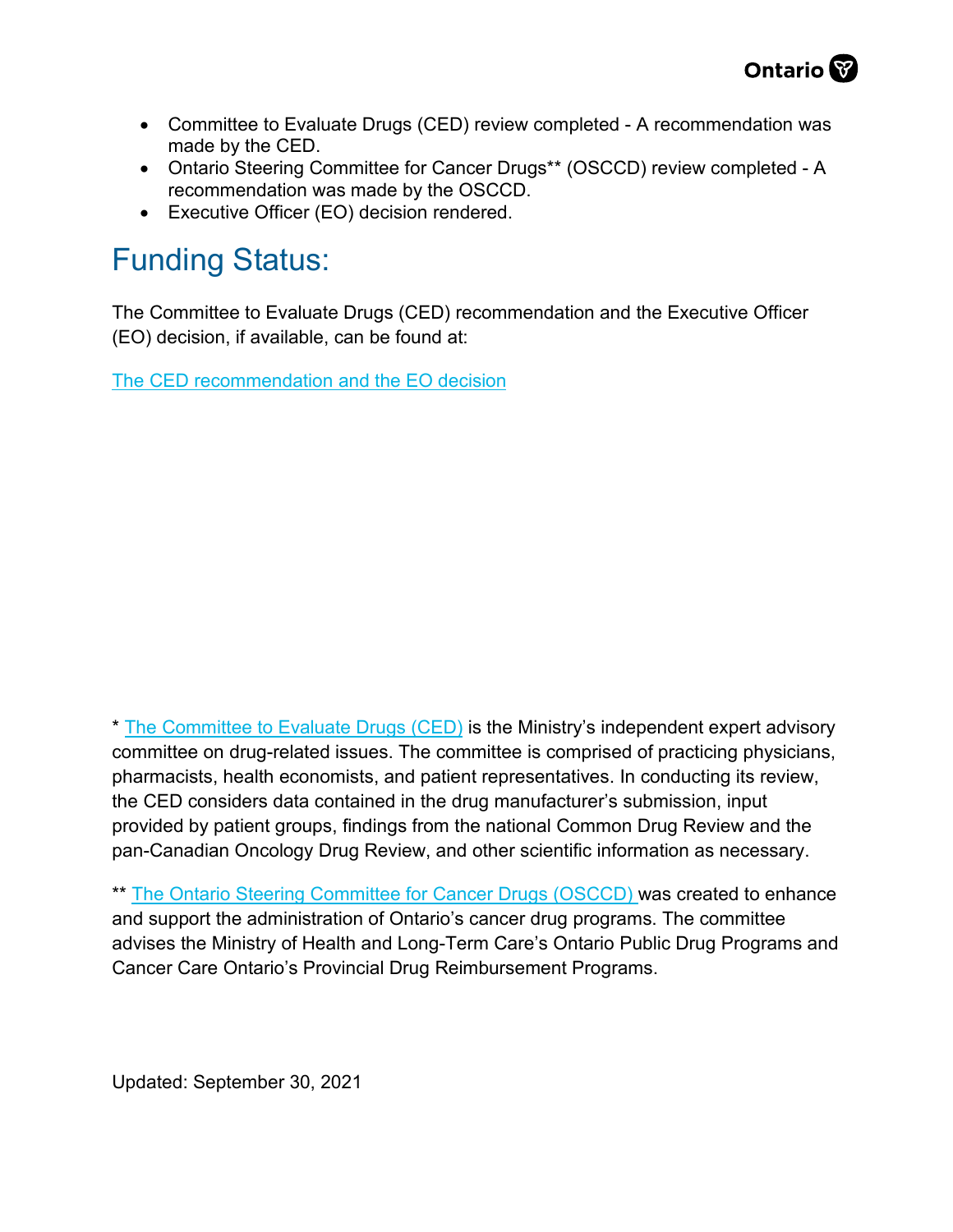- Committee to Evaluate Drugs (CED) review completed - A recommendation was made by the CED.
- Ontario Steering Committee for Cancer Drugs** (OSCCD) review completed - A recommendation was made by the OSCCD.
- Executive Officer (EO) decision rendered.

## Funding Status:

The Committee to Evaluate Drugs (CED) recommendation and the Executive Officer (EO) decision, if available, can be found at:

The CED recommendation and the EO decision

* The Committee to Evaluate Drugs (CED) is the Ministry's independent expert advisory committee on drug-related issues. The committee is comprised of practicing physicians, pharmacists, health economists, and patient representatives. In conducting its review, the CED considers data contained in the drug manufacturer's submission, input provided by patient groups, findings from the national Common Drug Review and the pan-Canadian Oncology Drug Review, and other scientific information as necessary.

** The Ontario Steering Committee for Cancer Drugs (OSCCD) was created to enhance and support the administration of Ontario's cancer drug programs. The committee advises the Ministry of Health and Long-Term Care's Ontario Public Drug Programs and Cancer Care Ontario's Provincial Drug Reimbursement Programs.

Updated: September 30, 2021